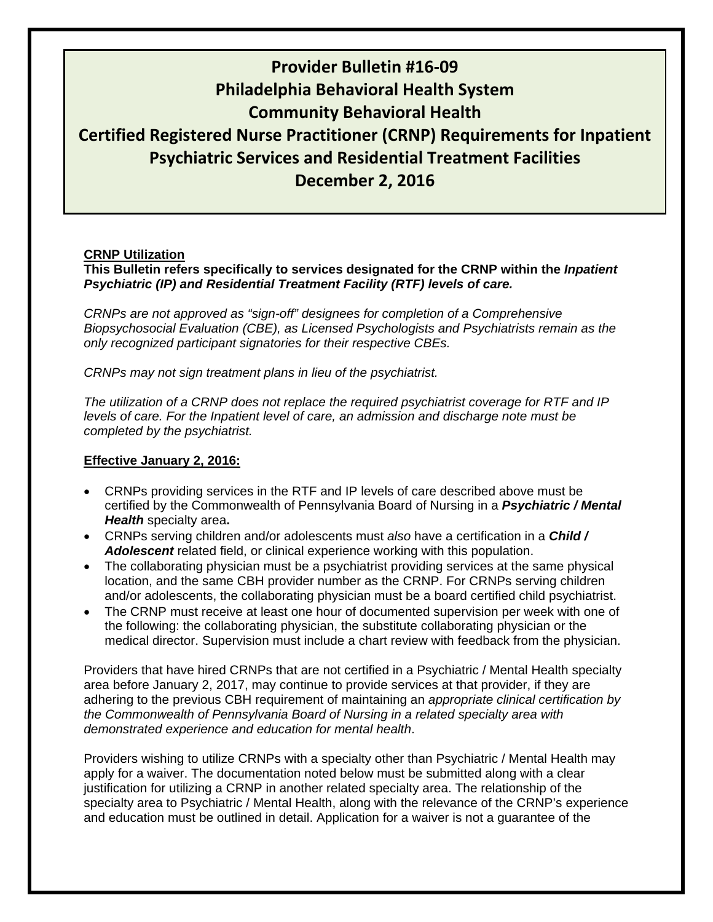# Provider Bulletin #16-09
# Philadelphia Behavioral Health System
# Community Behavioral Health
# Certified Registered Nurse Practitioner (CRNP) Requirements for Inpatient Psychiatric Services and Residential Treatment Facilities
# December 2, 2016

**CRNP Utilization**

**This Bulletin refers specifically to services designated for the CRNP within the *Inpatient Psychiatric (IP) and Residential Treatment Facility (RTF) levels of care.***

*CRNPs are not approved as “sign-off” designees for completion of a Comprehensive Biopsychosocial Evaluation (CBE), as Licensed Psychologists and Psychiatrists remain as the only recognized participant signatories for their respective CBEs.*

*CRNPs may not sign treatment plans in lieu of the psychiatrist.*

*The utilization of a CRNP does not replace the required psychiatrist coverage for RTF and IP levels of care. For the Inpatient level of care, an admission and discharge note must be completed by the psychiatrist.*

**Effective January 2, 2016:**

- CRNPs providing services in the RTF and IP levels of care described above must be certified by the Commonwealth of Pennsylvania Board of Nursing in a ***Psychiatric / Mental Health*** specialty area**.**
- CRNPs serving children and/or adolescents must *also* have a certification in a ***Child / Adolescent*** related field, or clinical experience working with this population.
- The collaborating physician must be a psychiatrist providing services at the same physical location, and the same CBH provider number as the CRNP. For CRNPs serving children and/or adolescents, the collaborating physician must be a board certified child psychiatrist.
- The CRNP must receive at least one hour of documented supervision per week with one of the following: the collaborating physician, the substitute collaborating physician or the medical director. Supervision must include a chart review with feedback from the physician.

Providers that have hired CRNPs that are not certified in a Psychiatric / Mental Health specialty area before January 2, 2017, may continue to provide services at that provider, if they are adhering to the previous CBH requirement of maintaining an *appropriate clinical certification by the Commonwealth of Pennsylvania Board of Nursing in a related specialty area with demonstrated experience and education for mental health*.

Providers wishing to utilize CRNPs with a specialty other than Psychiatric / Mental Health may apply for a waiver. The documentation noted below must be submitted along with a clear justification for utilizing a CRNP in another related specialty area. The relationship of the specialty area to Psychiatric / Mental Health, along with the relevance of the CRNP’s experience and education must be outlined in detail. Application for a waiver is not a guarantee of the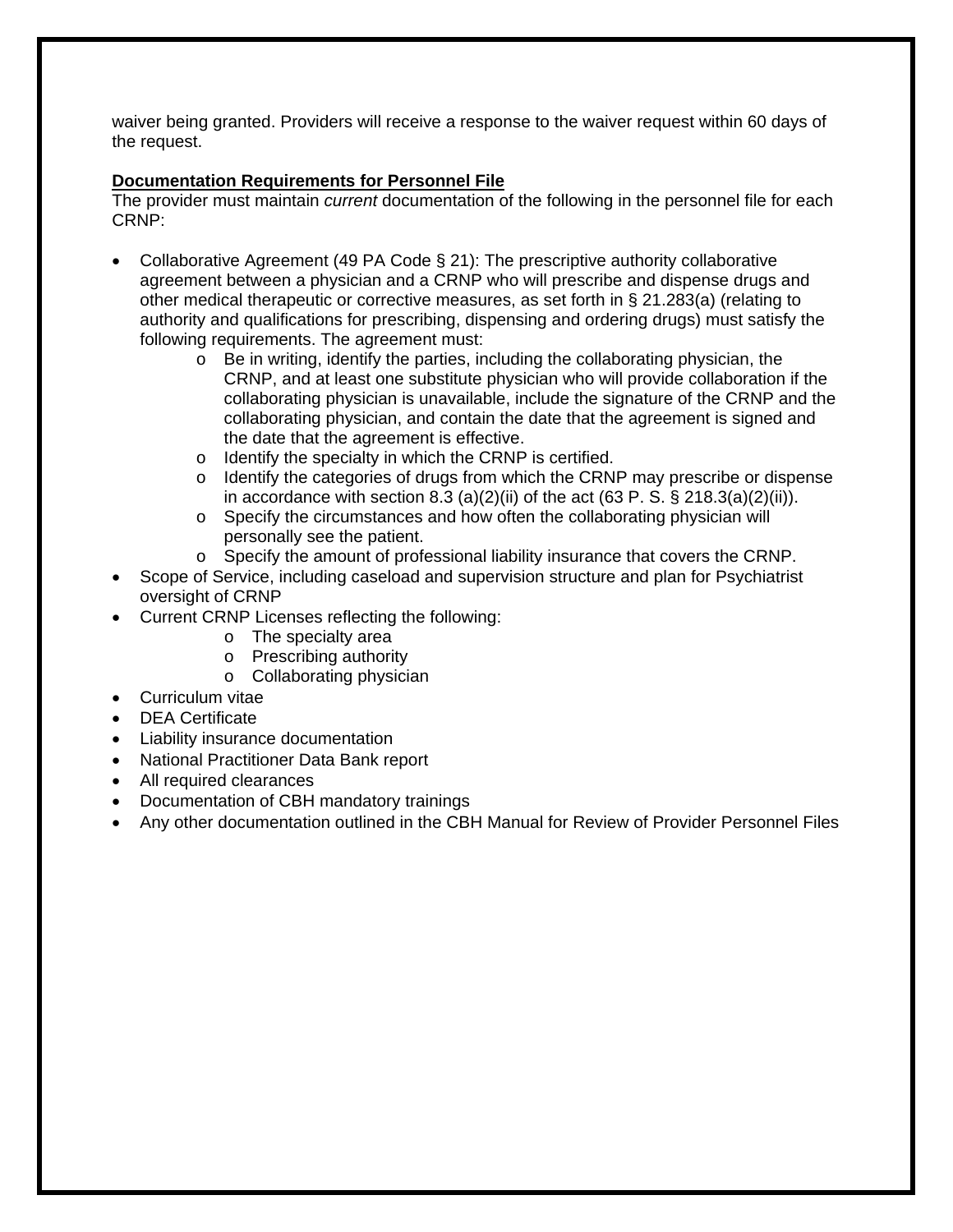waiver being granted. Providers will receive a response to the waiver request within 60 days of the request.

**Documentation Requirements for Personnel File**

The provider must maintain *current* documentation of the following in the personnel file for each CRNP:

- Collaborative Agreement (49 PA Code § 21): The prescriptive authority collaborative agreement between a physician and a CRNP who will prescribe and dispense drugs and other medical therapeutic or corrective measures, as set forth in § 21.283(a) (relating to authority and qualifications for prescribing, dispensing and ordering drugs) must satisfy the following requirements. The agreement must:
    - Be in writing, identify the parties, including the collaborating physician, the CRNP, and at least one substitute physician who will provide collaboration if the collaborating physician is unavailable, include the signature of the CRNP and the collaborating physician, and contain the date that the agreement is signed and the date that the agreement is effective.
    - Identify the specialty in which the CRNP is certified.
    - Identify the categories of drugs from which the CRNP may prescribe or dispense in accordance with section 8.3 (a)(2)(ii) of the act (63 P. S. § 218.3(a)(2)(ii)).
    - Specify the circumstances and how often the collaborating physician will personally see the patient.
    - Specify the amount of professional liability insurance that covers the CRNP.
- Scope of Service, including caseload and supervision structure and plan for Psychiatrist oversight of CRNP
- Current CRNP Licenses reflecting the following:
    - The specialty area
    - Prescribing authority
    - Collaborating physician
- Curriculum vitae
- DEA Certificate
- Liability insurance documentation
- National Practitioner Data Bank report
- All required clearances
- Documentation of CBH mandatory trainings
- Any other documentation outlined in the CBH Manual for Review of Provider Personnel Files